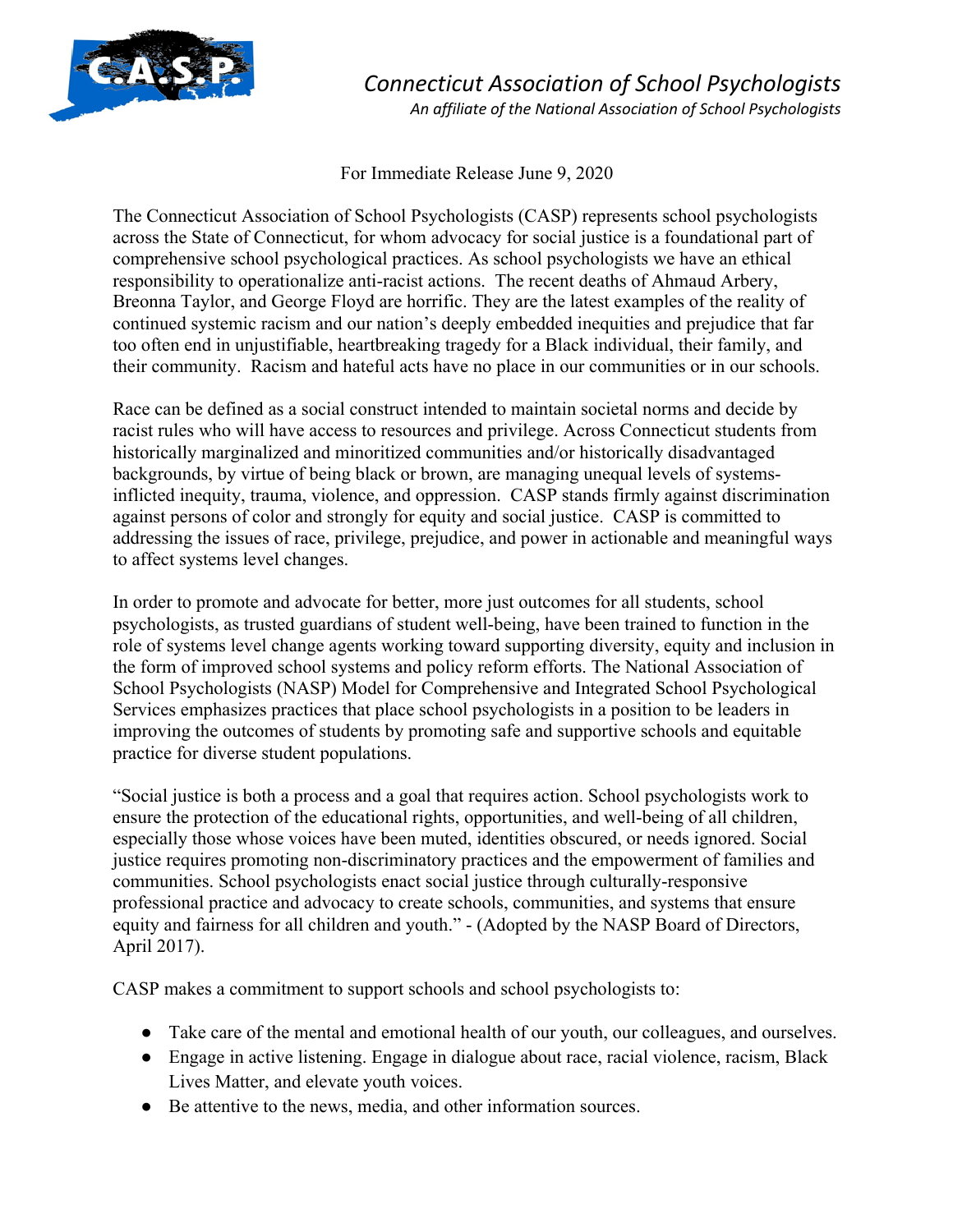# Connecticut Association of School Psychologists

*An affiliate of the National Association of School Psychologists*

For Immediate Release June 9, 2020

The Connecticut Association of School Psychologists (CASP) represents school psychologists across the State of Connecticut, for whom advocacy for social justice is a foundational part of comprehensive school psychological practices. As school psychologists we have an ethical responsibility to operationalize anti-racist actions. The recent deaths of Ahmaud Arbery, Breonna Taylor, and George Floyd are horrific. They are the latest examples of the reality of continued systemic racism and our nation's deeply embedded inequities and prejudice that far too often end in unjustifiable, heartbreaking tragedy for a Black individual, their family, and their community. Racism and hateful acts have no place in our communities or in our schools.

Race can be defined as a social construct intended to maintain societal norms and decide by racist rules who will have access to resources and privilege. Across Connecticut students from historically marginalized and minoritized communities and/or historically disadvantaged backgrounds, by virtue of being black or brown, are managing unequal levels of systems-inflicted inequity, trauma, violence, and oppression. CASP stands firmly against discrimination against persons of color and strongly for equity and social justice. CASP is committed to addressing the issues of race, privilege, prejudice, and power in actionable and meaningful ways to affect systems level changes.

In order to promote and advocate for better, more just outcomes for all students, school psychologists, as trusted guardians of student well-being, have been trained to function in the role of systems level change agents working toward supporting diversity, equity and inclusion in the form of improved school systems and policy reform efforts. The National Association of School Psychologists (NASP) Model for Comprehensive and Integrated School Psychological Services emphasizes practices that place school psychologists in a position to be leaders in improving the outcomes of students by promoting safe and supportive schools and equitable practice for diverse student populations.

"Social justice is both a process and a goal that requires action. School psychologists work to ensure the protection of the educational rights, opportunities, and well-being of all children, especially those whose voices have been muted, identities obscured, or needs ignored. Social justice requires promoting non-discriminatory practices and the empowerment of families and communities. School psychologists enact social justice through culturally-responsive professional practice and advocacy to create schools, communities, and systems that ensure equity and fairness for all children and youth." - (Adopted by the NASP Board of Directors, April 2017).

CASP makes a commitment to support schools and school psychologists to:

- Take care of the mental and emotional health of our youth, our colleagues, and ourselves.
- Engage in active listening. Engage in dialogue about race, racial violence, racism, Black Lives Matter, and elevate youth voices.
- Be attentive to the news, media, and other information sources.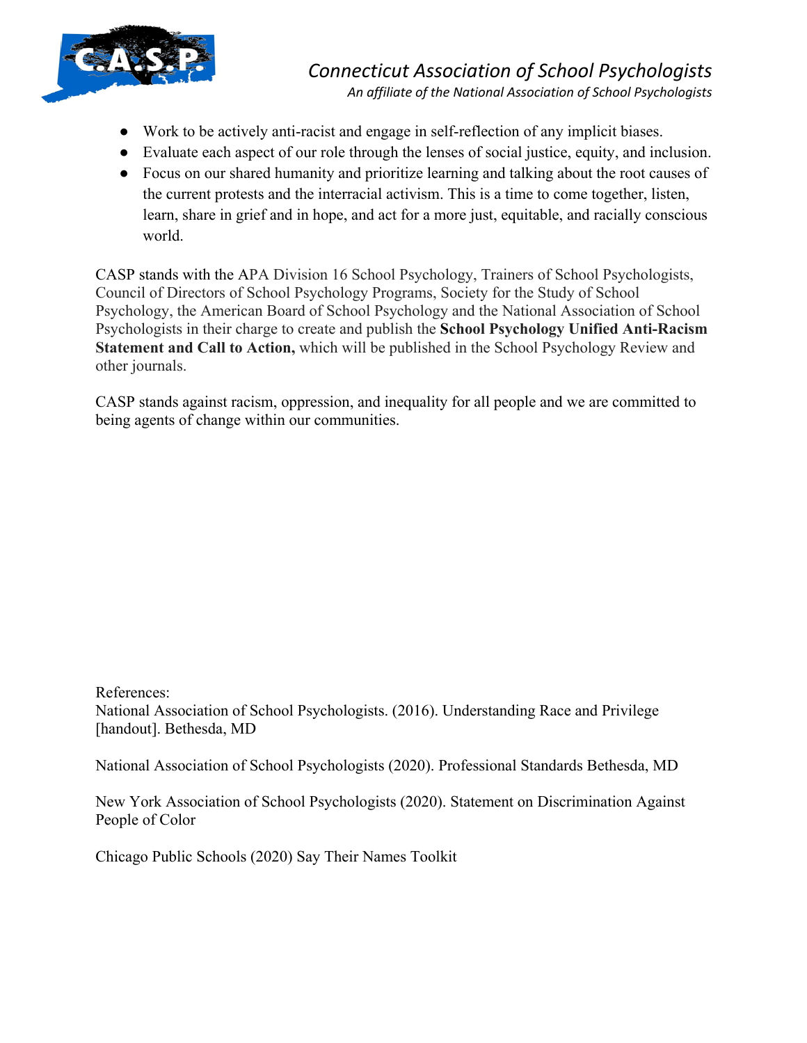- Work to be actively anti-racist and engage in self-reflection of any implicit biases.
- Evaluate each aspect of our role through the lenses of social justice, equity, and inclusion.
- Focus on our shared humanity and prioritize learning and talking about the root causes of the current protests and the interracial activism. This is a time to come together, listen, learn, share in grief and in hope, and act for a more just, equitable, and racially conscious world.

CASP stands with the APA Division 16 School Psychology, Trainers of School Psychologists, Council of Directors of School Psychology Programs, Society for the Study of School Psychology, the American Board of School Psychology and the National Association of School Psychologists in their charge to create and publish the **School Psychology Unified Anti-Racism Statement and Call to Action,** which will be published in the School Psychology Review and other journals.

CASP stands against racism, oppression, and inequality for all people and we are committed to being agents of change within our communities.

References:

National Association of School Psychologists. (2016). Understanding Race and Privilege [handout]. Bethesda, MD

National Association of School Psychologists (2020). Professional Standards Bethesda, MD

New York Association of School Psychologists (2020). Statement on Discrimination Against People of Color

Chicago Public Schools (2020) Say Their Names Toolkit